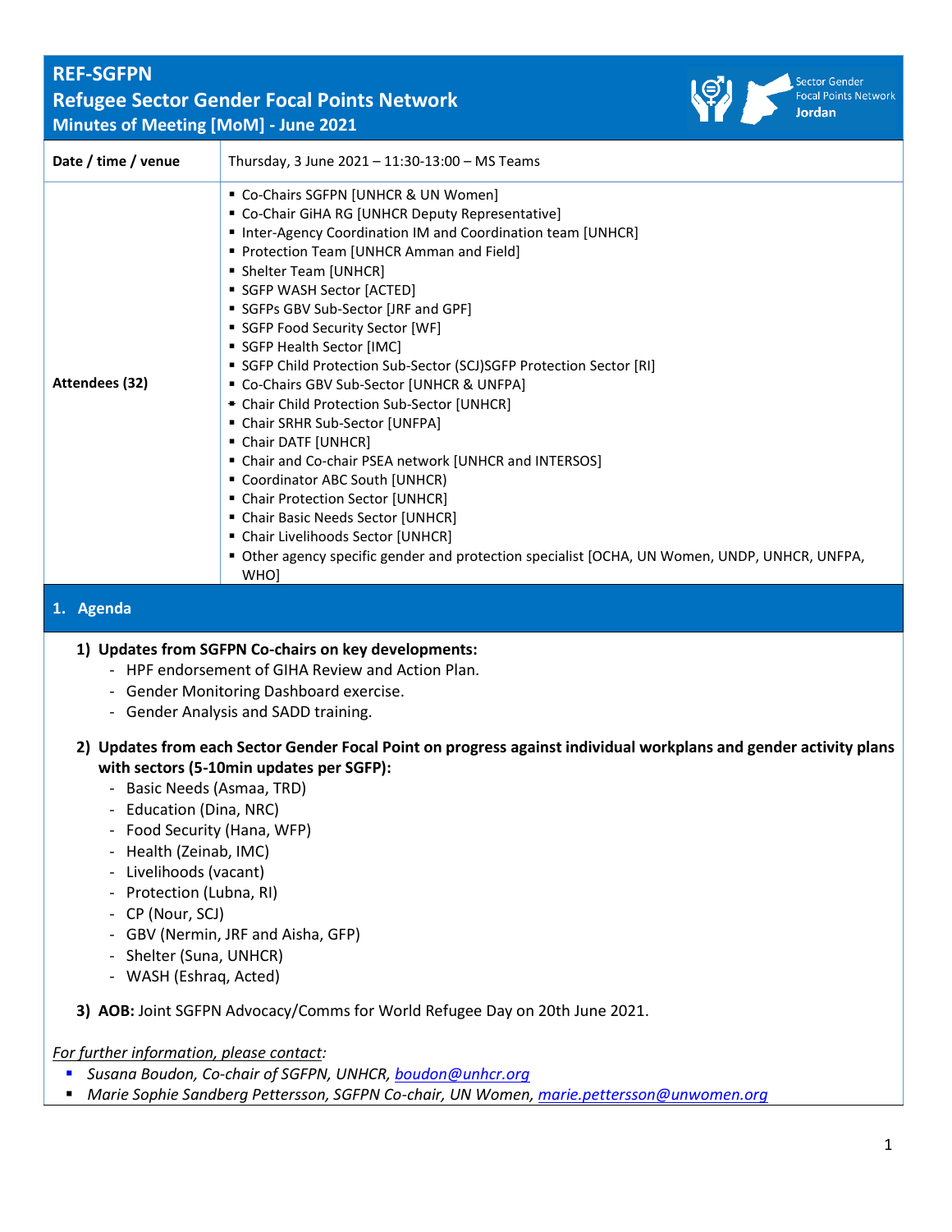# REF-SGFPN

## Refugee Sector Gender Focal Points Network

### Minutes of Meeting [MoM] - June 2021

Sector Gender Focal Points Network Jordan

| | |
|---|---|
| **Date / time / venue** | Thursday, 3 June 2021 – 11:30-13:00 – MS Teams |
| **Attendees (32)** | ▪ Co-Chairs SGFPN [UNHCR & UN Women]<br>▪ Co-Chair GiHA RG [UNHCR Deputy Representative]<br>▪ Inter-Agency Coordination IM and Coordination team [UNHCR]<br>▪ Protection Team [UNHCR Amman and Field]<br>▪ Shelter Team [UNHCR]<br>▪ SGFP WASH Sector [ACTED]<br>▪ SGFPs GBV Sub-Sector [JRF and GPF]<br>▪ SGFP Food Security Sector [WF]<br>▪ SGFP Health Sector [IMC]<br>▪ SGFP Child Protection Sub-Sector (SCJ)SGFP Protection Sector [RI]<br>▪ Co-Chairs GBV Sub-Sector [UNHCR & UNFPA]<br>▪ Chair Child Protection Sub-Sector [UNHCR]<br>▪ Chair SRHR Sub-Sector [UNFPA]<br>▪ Chair DATF [UNHCR]<br>▪ Chair and Co-chair PSEA network [UNHCR and INTERSOS]<br>▪ Coordinator ABC South [UNHCR)<br>▪ Chair Protection Sector [UNHCR]<br>▪ Chair Basic Needs Sector [UNHCR]<br>▪ Chair Livelihoods Sector [UNHCR]<br>▪ Other agency specific gender and protection specialist [OCHA, UN Women, UNDP, UNHCR, UNFPA, WHO] |

## 1. Agenda

1) **Updates from SGFPN Co-chairs on key developments:**
   - HPF endorsement of GIHA Review and Action Plan.
   - Gender Monitoring Dashboard exercise.
   - Gender Analysis and SADD training.

2) **Updates from each Sector Gender Focal Point on progress against individual workplans and gender activity plans with sectors (5-10min updates per SGFP):**
   - Basic Needs (Asmaa, TRD)
   - Education (Dina, NRC)
   - Food Security (Hana, WFP)
   - Health (Zeinab, IMC)
   - Livelihoods (vacant)
   - Protection (Lubna, RI)
   - CP (Nour, SCJ)
   - GBV (Nermin, JRF and Aisha, GFP)
   - Shelter (Suna, UNHCR)
   - WASH (Eshraq, Acted)

3) **AOB:** Joint SGFPN Advocacy/Comms for World Refugee Day on 20th June 2021.

*For further information, please contact:*

- *Susana Boudon, Co-chair of SGFPN, UNHCR, boudon@unhcr.org*
- *Marie Sophie Sandberg Pettersson, SGFPN Co-chair, UN Women, marie.pettersson@unwomen.org*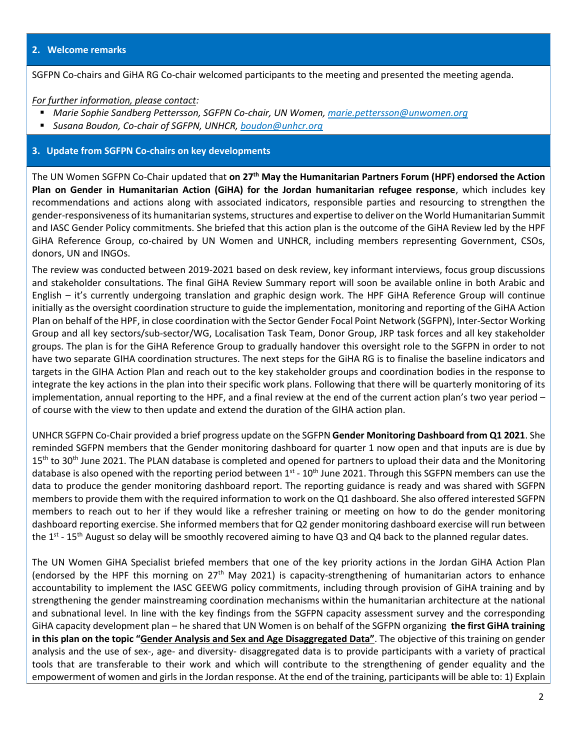## 2. Welcome remarks

SGFPN Co-chairs and GiHA RG Co-chair welcomed participants to the meeting and presented the meeting agenda.

*For further information, please contact:*

- *Marie Sophie Sandberg Pettersson, SGFPN Co-chair, UN Women, marie.pettersson@unwomen.org*
- *Susana Boudon, Co-chair of SGFPN, UNHCR, boudon@unhcr.org*

## 3. Update from SGFPN Co-chairs on key developments

The UN Women SGFPN Co-Chair updated that **on 27th May the Humanitarian Partners Forum (HPF) endorsed the Action Plan on Gender in Humanitarian Action (GiHA) for the Jordan humanitarian refugee response**, which includes key recommendations and actions along with associated indicators, responsible parties and resourcing to strengthen the gender-responsiveness of its humanitarian systems, structures and expertise to deliver on the World Humanitarian Summit and IASC Gender Policy commitments. She briefed that this action plan is the outcome of the GiHA Review led by the HPF GiHA Reference Group, co-chaired by UN Women and UNHCR, including members representing Government, CSOs, donors, UN and INGOs.

The review was conducted between 2019-2021 based on desk review, key informant interviews, focus group discussions and stakeholder consultations. The final GiHA Review Summary report will soon be available online in both Arabic and English – it's currently undergoing translation and graphic design work. The HPF GiHA Reference Group will continue initially as the oversight coordination structure to guide the implementation, monitoring and reporting of the GiHA Action Plan on behalf of the HPF, in close coordination with the Sector Gender Focal Point Network (SGFPN), Inter-Sector Working Group and all key sectors/sub-sector/WG, Localisation Task Team, Donor Group, JRP task forces and all key stakeholder groups. The plan is for the GiHA Reference Group to gradually handover this oversight role to the SGFPN in order to not have two separate GIHA coordination structures. The next steps for the GiHA RG is to finalise the baseline indicators and targets in the GIHA Action Plan and reach out to the key stakeholder groups and coordination bodies in the response to integrate the key actions in the plan into their specific work plans. Following that there will be quarterly monitoring of its implementation, annual reporting to the HPF, and a final review at the end of the current action plan's two year period – of course with the view to then update and extend the duration of the GIHA action plan.

UNHCR SGFPN Co-Chair provided a brief progress update on the SGFPN **Gender Monitoring Dashboard from Q1 2021**. She reminded SGFPN members that the Gender monitoring dashboard for quarter 1 now open and that inputs are is due by 15th to 30th June 2021. The PLAN database is completed and opened for partners to upload their data and the Monitoring database is also opened with the reporting period between 1st - 10th June 2021. Through this SGFPN members can use the data to produce the gender monitoring dashboard report. The reporting guidance is ready and was shared with SGFPN members to provide them with the required information to work on the Q1 dashboard. She also offered interested SGFPN members to reach out to her if they would like a refresher training or meeting on how to do the gender monitoring dashboard reporting exercise. She informed members that for Q2 gender monitoring dashboard exercise will run between the 1st - 15th August so delay will be smoothly recovered aiming to have Q3 and Q4 back to the planned regular dates.

The UN Women GiHA Specialist briefed members that one of the key priority actions in the Jordan GiHA Action Plan (endorsed by the HPF this morning on 27th May 2021) is capacity-strengthening of humanitarian actors to enhance accountability to implement the IASC GEEWG policy commitments, including through provision of GiHA training and by strengthening the gender mainstreaming coordination mechanisms within the humanitarian architecture at the national and subnational level. In line with the key findings from the SGFPN capacity assessment survey and the corresponding GiHA capacity development plan – he shared that UN Women is on behalf of the SGFPN organizing **the first GiHA training in this plan on the topic "Gender Analysis and Sex and Age Disaggregated Data"**. The objective of this training on gender analysis and the use of sex-, age- and diversity- disaggregated data is to provide participants with a variety of practical tools that are transferable to their work and which will contribute to the strengthening of gender equality and the empowerment of women and girls in the Jordan response. At the end of the training, participants will be able to: 1) Explain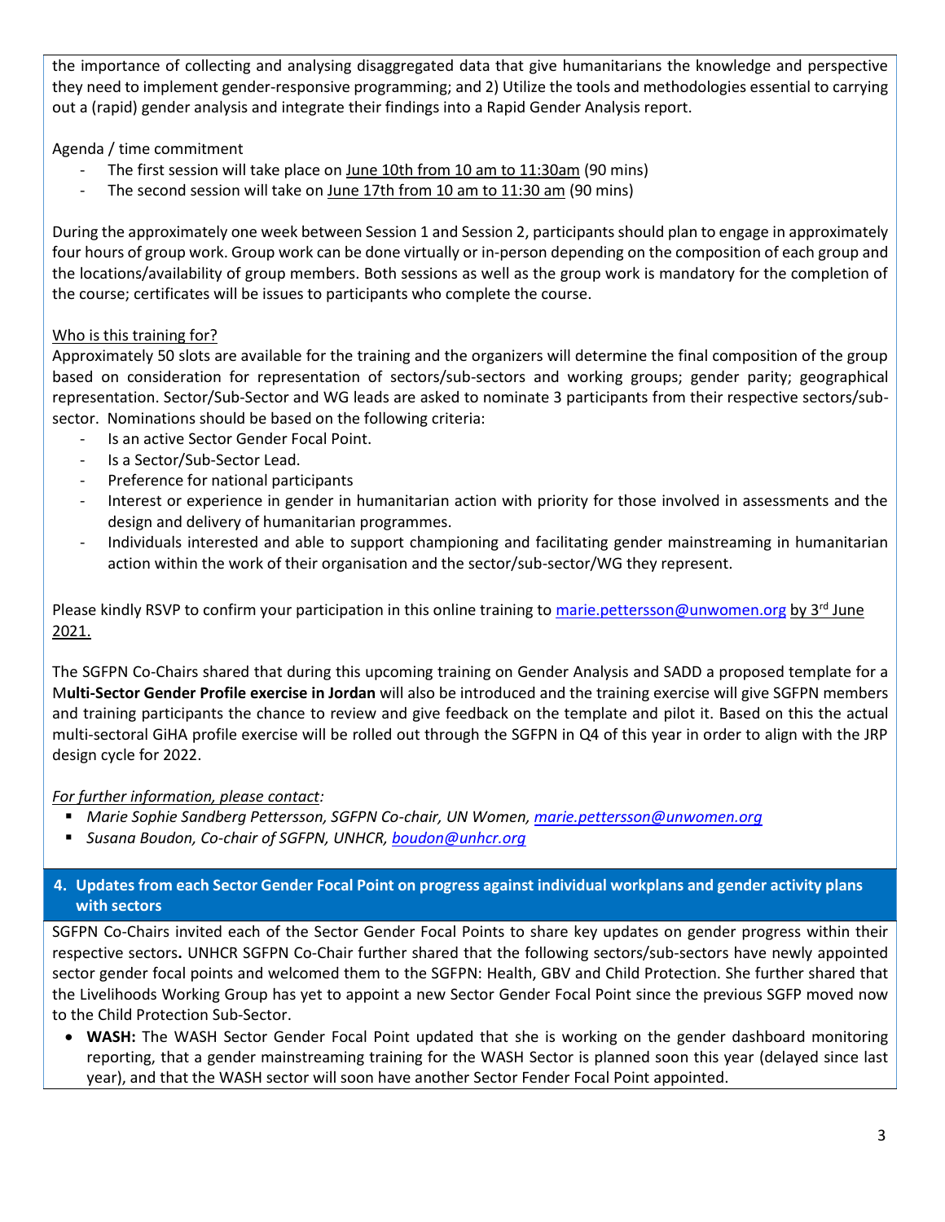the importance of collecting and analysing disaggregated data that give humanitarians the knowledge and perspective they need to implement gender-responsive programming; and 2) Utilize the tools and methodologies essential to carrying out a (rapid) gender analysis and integrate their findings into a Rapid Gender Analysis report.

Agenda / time commitment

- The first session will take place on June 10th from 10 am to 11:30am (90 mins)
- The second session will take on June 17th from 10 am to 11:30 am (90 mins)

During the approximately one week between Session 1 and Session 2, participants should plan to engage in approximately four hours of group work. Group work can be done virtually or in-person depending on the composition of each group and the locations/availability of group members. Both sessions as well as the group work is mandatory for the completion of the course; certificates will be issues to participants who complete the course.

Who is this training for?

Approximately 50 slots are available for the training and the organizers will determine the final composition of the group based on consideration for representation of sectors/sub-sectors and working groups; gender parity; geographical representation. Sector/Sub-Sector and WG leads are asked to nominate 3 participants from their respective sectors/sub-sector. Nominations should be based on the following criteria:

- Is an active Sector Gender Focal Point.
- Is a Sector/Sub-Sector Lead.
- Preference for national participants
- Interest or experience in gender in humanitarian action with priority for those involved in assessments and the design and delivery of humanitarian programmes.
- Individuals interested and able to support championing and facilitating gender mainstreaming in humanitarian action within the work of their organisation and the sector/sub-sector/WG they represent.

Please kindly RSVP to confirm your participation in this online training to marie.pettersson@unwomen.org by 3rd June 2021.

The SGFPN Co-Chairs shared that during this upcoming training on Gender Analysis and SADD a proposed template for a M**ulti-Sector Gender Profile exercise in Jordan** will also be introduced and the training exercise will give SGFPN members and training participants the chance to review and give feedback on the template and pilot it. Based on this the actual multi-sectoral GiHA profile exercise will be rolled out through the SGFPN in Q4 of this year in order to align with the JRP design cycle for 2022.

*For further information, please contact:*

- *Marie Sophie Sandberg Pettersson, SGFPN Co-chair, UN Women, marie.pettersson@unwomen.org*
- *Susana Boudon, Co-chair of SGFPN, UNHCR, boudon@unhcr.org*

## 4. Updates from each Sector Gender Focal Point on progress against individual workplans and gender activity plans with sectors

SGFPN Co-Chairs invited each of the Sector Gender Focal Points to share key updates on gender progress within their respective sectors**.** UNHCR SGFPN Co-Chair further shared that the following sectors/sub-sectors have newly appointed sector gender focal points and welcomed them to the SGFPN: Health, GBV and Child Protection. She further shared that the Livelihoods Working Group has yet to appoint a new Sector Gender Focal Point since the previous SGFP moved now to the Child Protection Sub-Sector.

- **WASH:** The WASH Sector Gender Focal Point updated that she is working on the gender dashboard monitoring reporting, that a gender mainstreaming training for the WASH Sector is planned soon this year (delayed since last year), and that the WASH sector will soon have another Sector Fender Focal Point appointed.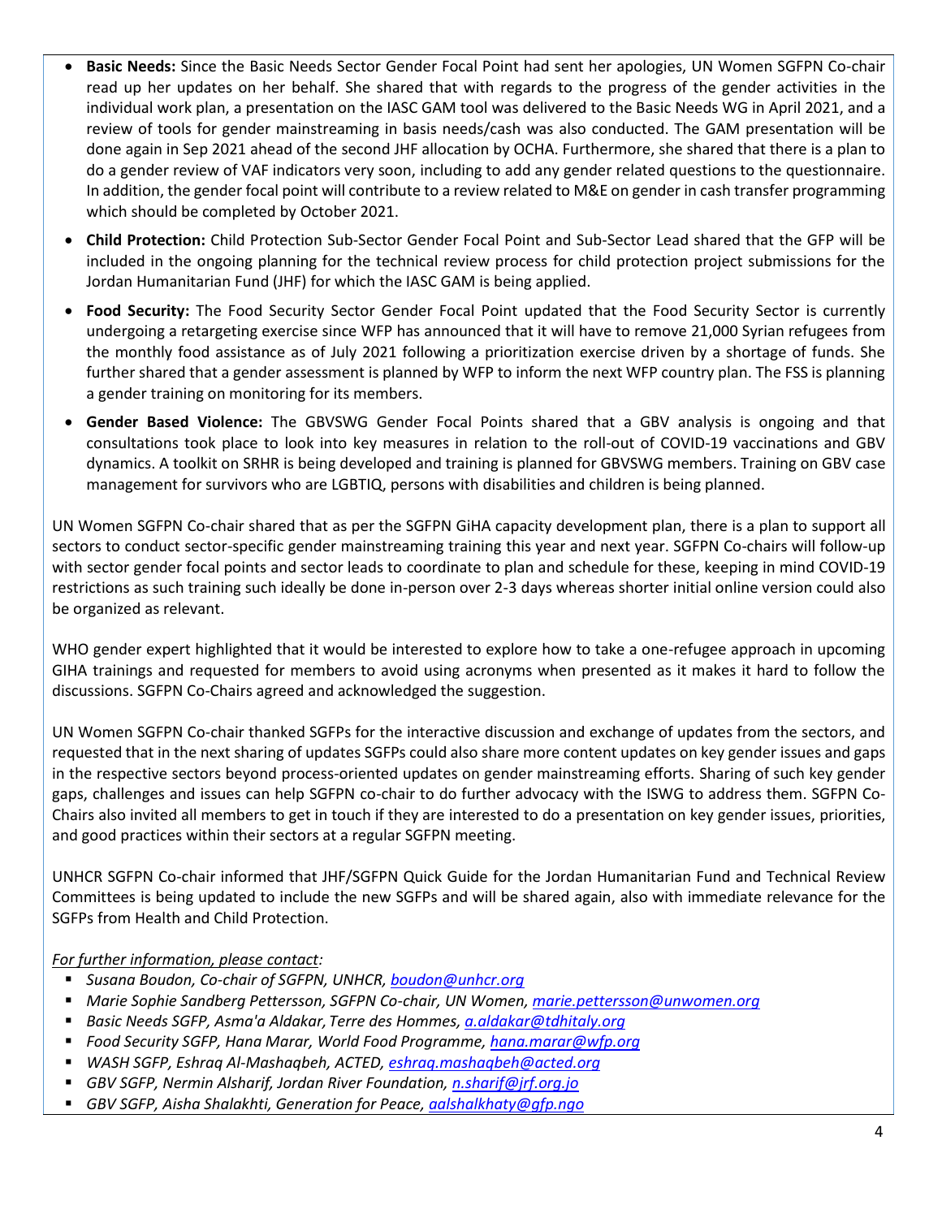- **Basic Needs:** Since the Basic Needs Sector Gender Focal Point had sent her apologies, UN Women SGFPN Co-chair read up her updates on her behalf. She shared that with regards to the progress of the gender activities in the individual work plan, a presentation on the IASC GAM tool was delivered to the Basic Needs WG in April 2021, and a review of tools for gender mainstreaming in basis needs/cash was also conducted. The GAM presentation will be done again in Sep 2021 ahead of the second JHF allocation by OCHA. Furthermore, she shared that there is a plan to do a gender review of VAF indicators very soon, including to add any gender related questions to the questionnaire. In addition, the gender focal point will contribute to a review related to M&E on gender in cash transfer programming which should be completed by October 2021.
- **Child Protection:** Child Protection Sub-Sector Gender Focal Point and Sub-Sector Lead shared that the GFP will be included in the ongoing planning for the technical review process for child protection project submissions for the Jordan Humanitarian Fund (JHF) for which the IASC GAM is being applied.
- **Food Security:** The Food Security Sector Gender Focal Point updated that the Food Security Sector is currently undergoing a retargeting exercise since WFP has announced that it will have to remove 21,000 Syrian refugees from the monthly food assistance as of July 2021 following a prioritization exercise driven by a shortage of funds. She further shared that a gender assessment is planned by WFP to inform the next WFP country plan. The FSS is planning a gender training on monitoring for its members.
- **Gender Based Violence:** The GBVSWG Gender Focal Points shared that a GBV analysis is ongoing and that consultations took place to look into key measures in relation to the roll-out of COVID-19 vaccinations and GBV dynamics. A toolkit on SRHR is being developed and training is planned for GBVSWG members. Training on GBV case management for survivors who are LGBTIQ, persons with disabilities and children is being planned.

UN Women SGFPN Co-chair shared that as per the SGFPN GiHA capacity development plan, there is a plan to support all sectors to conduct sector-specific gender mainstreaming training this year and next year. SGFPN Co-chairs will follow-up with sector gender focal points and sector leads to coordinate to plan and schedule for these, keeping in mind COVID-19 restrictions as such training such ideally be done in-person over 2-3 days whereas shorter initial online version could also be organized as relevant.

WHO gender expert highlighted that it would be interested to explore how to take a one-refugee approach in upcoming GIHA trainings and requested for members to avoid using acronyms when presented as it makes it hard to follow the discussions. SGFPN Co-Chairs agreed and acknowledged the suggestion.

UN Women SGFPN Co-chair thanked SGFPs for the interactive discussion and exchange of updates from the sectors, and requested that in the next sharing of updates SGFPs could also share more content updates on key gender issues and gaps in the respective sectors beyond process-oriented updates on gender mainstreaming efforts. Sharing of such key gender gaps, challenges and issues can help SGFPN co-chair to do further advocacy with the ISWG to address them. SGFPN Co-Chairs also invited all members to get in touch if they are interested to do a presentation on key gender issues, priorities, and good practices within their sectors at a regular SGFPN meeting.

UNHCR SGFPN Co-chair informed that JHF/SGFPN Quick Guide for the Jordan Humanitarian Fund and Technical Review Committees is being updated to include the new SGFPs and will be shared again, also with immediate relevance for the SGFPs from Health and Child Protection.

*For further information, please contact:*

- *Susana Boudon, Co-chair of SGFPN, UNHCR, boudon@unhcr.org*
- *Marie Sophie Sandberg Pettersson, SGFPN Co-chair, UN Women, marie.pettersson@unwomen.org*
- *Basic Needs SGFP, Asma'a Aldakar, Terre des Hommes, a.aldakar@tdhitaly.org*
- *Food Security SGFP, Hana Marar, World Food Programme, hana.marar@wfp.org*
- *WASH SGFP, Eshraq Al-Mashaqbeh, ACTED, eshraq.mashaqbeh@acted.org*
- *GBV SGFP, Nermin Alsharif, Jordan River Foundation, n.sharif@jrf.org.jo*
- *GBV SGFP, Aisha Shalakhti, Generation for Peace, aalshalkhaty@gfp.ngo*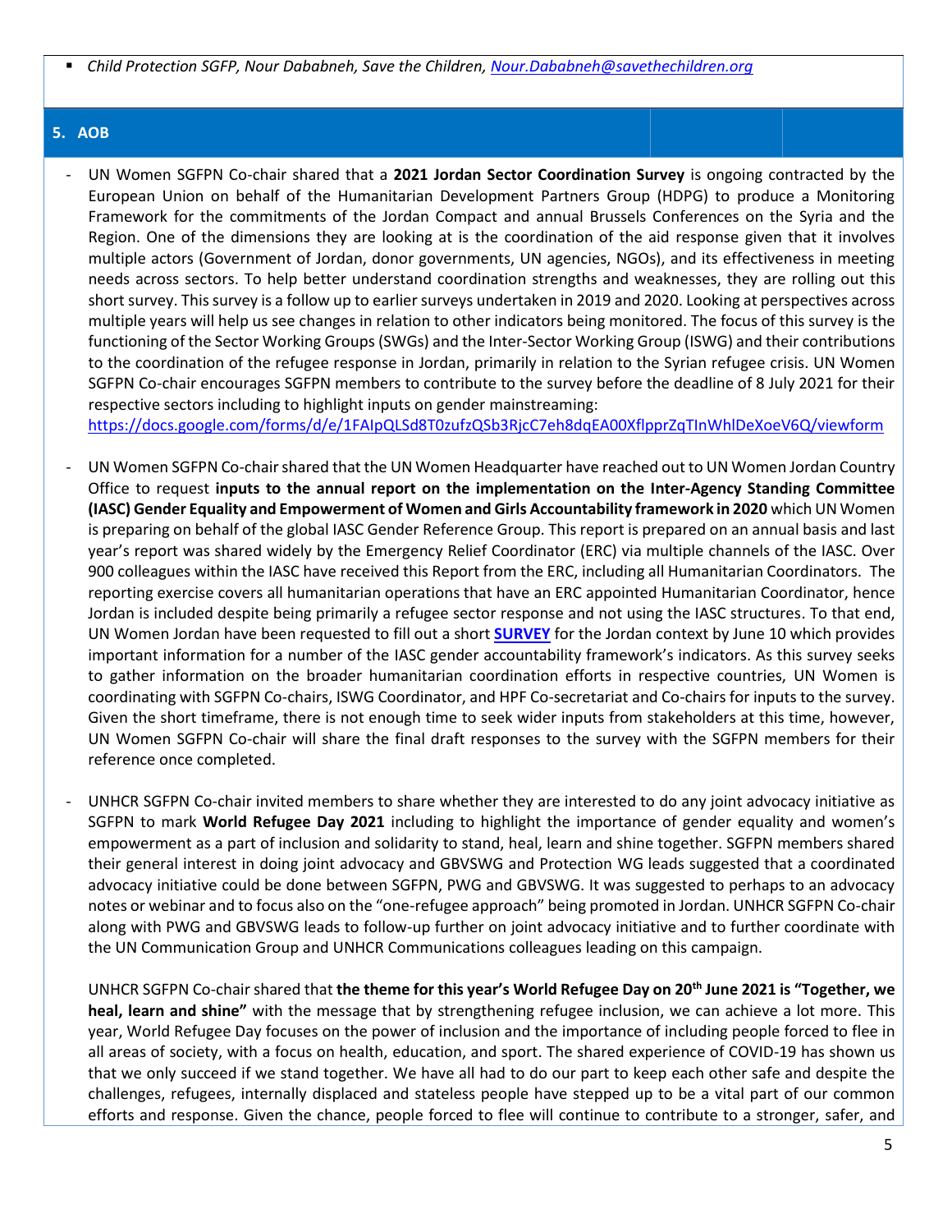- *Child Protection SGFP, Nour Dababneh, Save the Children, Nour.Dababneh@savethechildren.org*

## 5. AOB

- UN Women SGFPN Co-chair shared that a **2021 Jordan Sector Coordination Survey** is ongoing contracted by the European Union on behalf of the Humanitarian Development Partners Group (HDPG) to produce a Monitoring Framework for the commitments of the Jordan Compact and annual Brussels Conferences on the Syria and the Region. One of the dimensions they are looking at is the coordination of the aid response given that it involves multiple actors (Government of Jordan, donor governments, UN agencies, NGOs), and its effectiveness in meeting needs across sectors. To help better understand coordination strengths and weaknesses, they are rolling out this short survey. This survey is a follow up to earlier surveys undertaken in 2019 and 2020. Looking at perspectives across multiple years will help us see changes in relation to other indicators being monitored. The focus of this survey is the functioning of the Sector Working Groups (SWGs) and the Inter-Sector Working Group (ISWG) and their contributions to the coordination of the refugee response in Jordan, primarily in relation to the Syrian refugee crisis. UN Women SGFPN Co-chair encourages SGFPN members to contribute to the survey before the deadline of 8 July 2021 for their respective sectors including to highlight inputs on gender mainstreaming: https://docs.google.com/forms/d/e/1FAIpQLSd8T0zufzQSb3RjcC7eh8dqEA00XflpprZqTInWhlDeXoeV6Q/viewform

- UN Women SGFPN Co-chair shared that the UN Women Headquarter have reached out to UN Women Jordan Country Office to request **inputs to the annual report on the implementation on the Inter-Agency Standing Committee (IASC) Gender Equality and Empowerment of Women and Girls Accountability framework in 2020** which UN Women is preparing on behalf of the global IASC Gender Reference Group. This report is prepared on an annual basis and last year's report was shared widely by the Emergency Relief Coordinator (ERC) via multiple channels of the IASC. Over 900 colleagues within the IASC have received this Report from the ERC, including all Humanitarian Coordinators. The reporting exercise covers all humanitarian operations that have an ERC appointed Humanitarian Coordinator, hence Jordan is included despite being primarily a refugee sector response and not using the IASC structures. To that end, UN Women Jordan have been requested to fill out a short **SURVEY** for the Jordan context by June 10 which provides important information for a number of the IASC gender accountability framework's indicators. As this survey seeks to gather information on the broader humanitarian coordination efforts in respective countries, UN Women is coordinating with SGFPN Co-chairs, ISWG Coordinator, and HPF Co-secretariat and Co-chairs for inputs to the survey. Given the short timeframe, there is not enough time to seek wider inputs from stakeholders at this time, however, UN Women SGFPN Co-chair will share the final draft responses to the survey with the SGFPN members for their reference once completed.

- UNHCR SGFPN Co-chair invited members to share whether they are interested to do any joint advocacy initiative as SGFPN to mark **World Refugee Day 2021** including to highlight the importance of gender equality and women's empowerment as a part of inclusion and solidarity to stand, heal, learn and shine together. SGFPN members shared their general interest in doing joint advocacy and GBVSWG and Protection WG leads suggested that a coordinated advocacy initiative could be done between SGFPN, PWG and GBVSWG. It was suggested to perhaps to an advocacy notes or webinar and to focus also on the "one-refugee approach" being promoted in Jordan. UNHCR SGFPN Co-chair along with PWG and GBVSWG leads to follow-up further on joint advocacy initiative and to further coordinate with the UN Communication Group and UNHCR Communications colleagues leading on this campaign.

  UNHCR SGFPN Co-chair shared that **the theme for this year's World Refugee Day on 20th June 2021 is "Together, we heal, learn and shine"** with the message that by strengthening refugee inclusion, we can achieve a lot more. This year, World Refugee Day focuses on the power of inclusion and the importance of including people forced to flee in all areas of society, with a focus on health, education, and sport. The shared experience of COVID-19 has shown us that we only succeed if we stand together. We have all had to do our part to keep each other safe and despite the challenges, refugees, internally displaced and stateless people have stepped up to be a vital part of our common efforts and response. Given the chance, people forced to flee will continue to contribute to a stronger, safer, and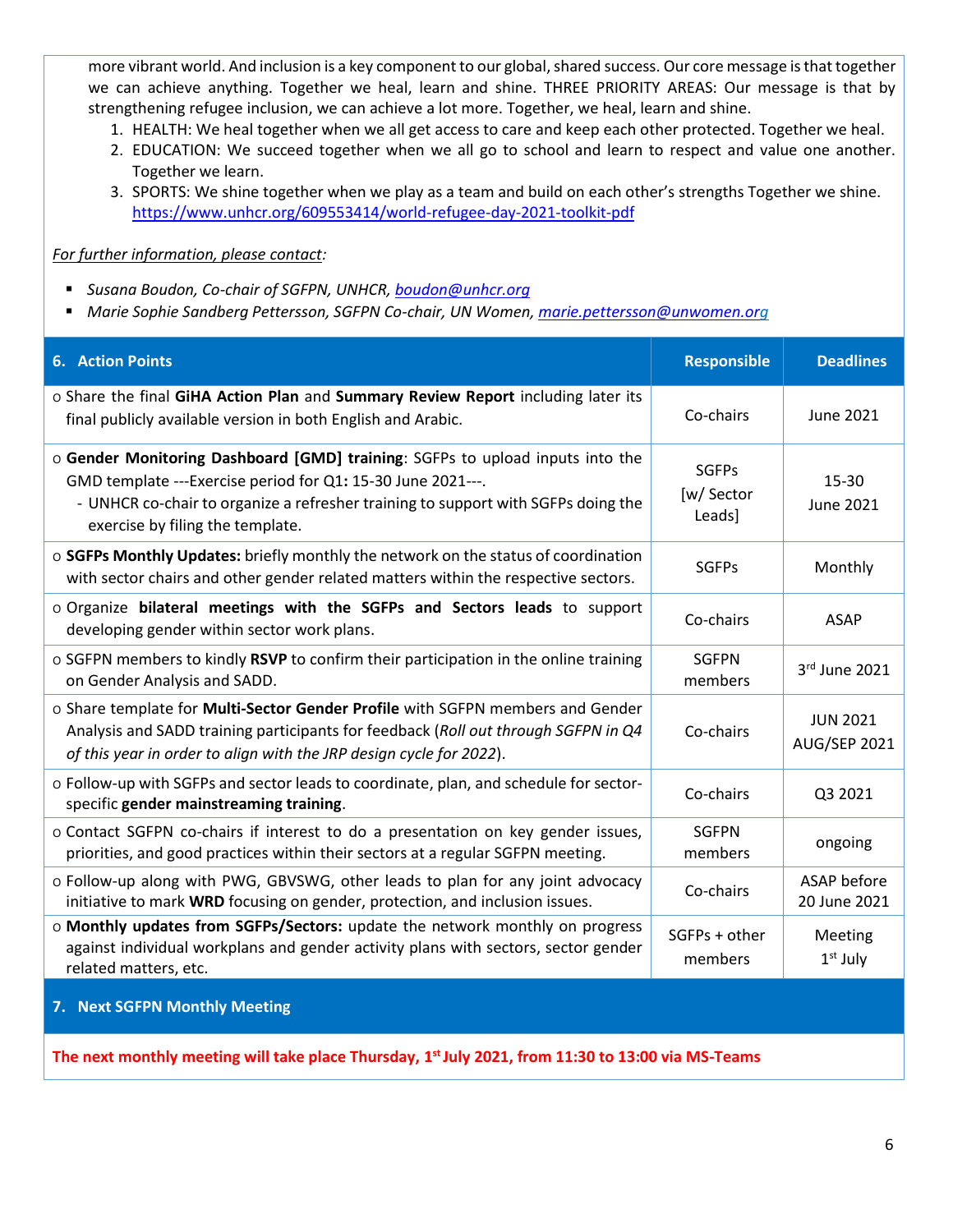more vibrant world. And inclusion is a key component to our global, shared success. Our core message is that together we can achieve anything. Together we heal, learn and shine. THREE PRIORITY AREAS: Our message is that by strengthening refugee inclusion, we can achieve a lot more. Together, we heal, learn and shine.

1. HEALTH: We heal together when we all get access to care and keep each other protected. Together we heal.
2. EDUCATION: We succeed together when we all go to school and learn to respect and value one another. Together we learn.
3. SPORTS: We shine together when we play as a team and build on each other's strengths Together we shine. https://www.unhcr.org/609553414/world-refugee-day-2021-toolkit-pdf

*For further information, please contact:*

- *Susana Boudon, Co-chair of SGFPN, UNHCR, boudon@unhcr.org*
- *Marie Sophie Sandberg Pettersson, SGFPN Co-chair, UN Women, marie.pettersson@unwomen.org*

| 6. Action Points | Responsible | Deadlines |
|---|---|---|
| o Share the final **GiHA Action Plan** and **Summary Review Report** including later its final publicly available version in both English and Arabic. | Co-chairs | June 2021 |
| o **Gender Monitoring Dashboard [GMD] training**: SGFPs to upload inputs into the GMD template ---Exercise period for Q1**:** 15-30 June 2021---. - UNHCR co-chair to organize a refresher training to support with SGFPs doing the exercise by filing the template. | SGFPs [w/ Sector Leads] | 15-30 June 2021 |
| o **SGFPs Monthly Updates:** briefly monthly the network on the status of coordination with sector chairs and other gender related matters within the respective sectors. | SGFPs | Monthly |
| o Organize **bilateral meetings with the SGFPs and Sectors leads** to support developing gender within sector work plans. | Co-chairs | ASAP |
| o SGFPN members to kindly **RSVP** to confirm their participation in the online training on Gender Analysis and SADD. | SGFPN members | 3rd June 2021 |
| o Share template for **Multi-Sector Gender Profile** with SGFPN members and Gender Analysis and SADD training participants for feedback (*Roll out through SGFPN in Q4 of this year in order to align with the JRP design cycle for 2022*). | Co-chairs | JUN 2021 AUG/SEP 2021 |
| o Follow-up with SGFPs and sector leads to coordinate, plan, and schedule for sector-specific **gender mainstreaming training**. | Co-chairs | Q3 2021 |
| o Contact SGFPN co-chairs if interest to do a presentation on key gender issues, priorities, and good practices within their sectors at a regular SGFPN meeting. | SGFPN members | ongoing |
| o Follow-up along with PWG, GBVSWG, other leads to plan for any joint advocacy initiative to mark **WRD** focusing on gender, protection, and inclusion issues. | Co-chairs | ASAP before 20 June 2021 |
| o **Monthly updates from SGFPs/Sectors:** update the network monthly on progress against individual workplans and gender activity plans with sectors, sector gender related matters, etc. | SGFPs + other members | Meeting 1st July |

## 7. Next SGFPN Monthly Meeting

**The next monthly meeting will take place Thursday, 1st July 2021, from 11:30 to 13:00 via MS-Teams**